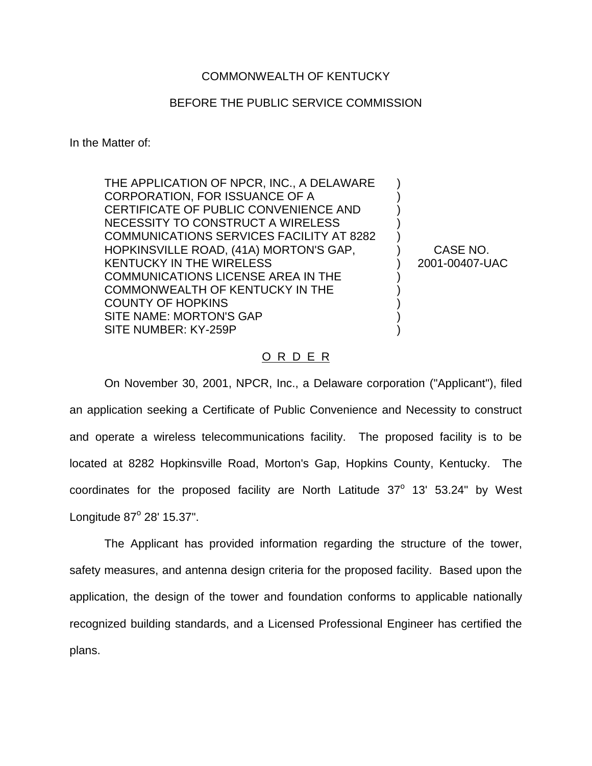COMMONWEALTH OF KENTUCKY

BEFORE THE PUBLIC SERVICE COMMISSION

In the Matter of:

| | | |
|---|---|---|
| THE APPLICATION OF NPCR, INC., A DELAWARE CORPORATION, FOR ISSUANCE OF A CERTIFICATE OF PUBLIC CONVENIENCE AND NECESSITY TO CONSTRUCT A WIRELESS COMMUNICATIONS SERVICES FACILITY AT 8282 HOPKINSVILLE ROAD, (41A) MORTON'S GAP, KENTUCKY IN THE WIRELESS COMMUNICATIONS LICENSE AREA IN THE COMMONWEALTH OF KENTUCKY IN THE COUNTY OF HOPKINS<br>SITE NAME: MORTON'S GAP<br>SITE NUMBER: KY-259P | ) | CASE NO. 2001-00407-UAC |

O R D E R

On November 30, 2001, NPCR, Inc., a Delaware corporation ("Applicant"), filed an application seeking a Certificate of Public Convenience and Necessity to construct and operate a wireless telecommunications facility. The proposed facility is to be located at 8282 Hopkinsville Road, Morton's Gap, Hopkins County, Kentucky. The coordinates for the proposed facility are North Latitude 37$^{o}$ 13' 53.24" by West Longitude 87$^{o}$ 28' 15.37".

The Applicant has provided information regarding the structure of the tower, safety measures, and antenna design criteria for the proposed facility. Based upon the application, the design of the tower and foundation conforms to applicable nationally recognized building standards, and a Licensed Professional Engineer has certified the plans.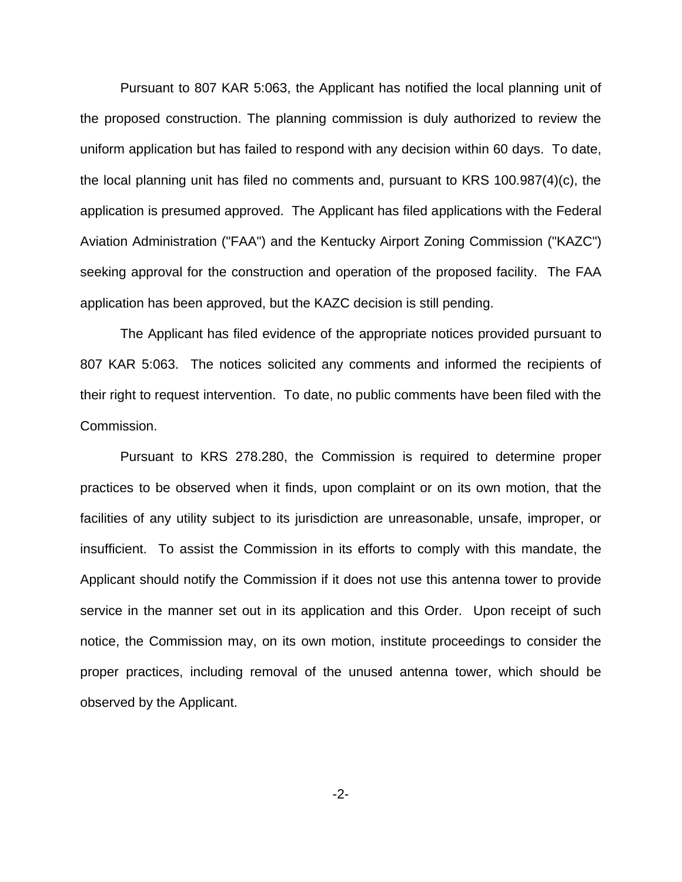Pursuant to 807 KAR 5:063, the Applicant has notified the local planning unit of the proposed construction. The planning commission is duly authorized to review the uniform application but has failed to respond with any decision within 60 days. To date, the local planning unit has filed no comments and, pursuant to KRS 100.987(4)(c), the application is presumed approved. The Applicant has filed applications with the Federal Aviation Administration ("FAA") and the Kentucky Airport Zoning Commission ("KAZC") seeking approval for the construction and operation of the proposed facility. The FAA application has been approved, but the KAZC decision is still pending.

The Applicant has filed evidence of the appropriate notices provided pursuant to 807 KAR 5:063. The notices solicited any comments and informed the recipients of their right to request intervention. To date, no public comments have been filed with the Commission.

Pursuant to KRS 278.280, the Commission is required to determine proper practices to be observed when it finds, upon complaint or on its own motion, that the facilities of any utility subject to its jurisdiction are unreasonable, unsafe, improper, or insufficient. To assist the Commission in its efforts to comply with this mandate, the Applicant should notify the Commission if it does not use this antenna tower to provide service in the manner set out in its application and this Order. Upon receipt of such notice, the Commission may, on its own motion, institute proceedings to consider the proper practices, including removal of the unused antenna tower, which should be observed by the Applicant.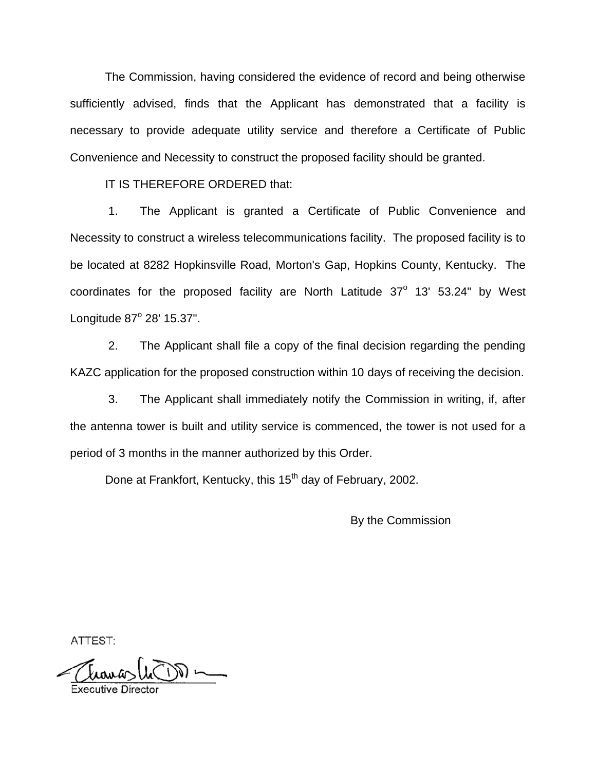The Commission, having considered the evidence of record and being otherwise sufficiently advised, finds that the Applicant has demonstrated that a facility is necessary to provide adequate utility service and therefore a Certificate of Public Convenience and Necessity to construct the proposed facility should be granted.

IT IS THEREFORE ORDERED that:

1. The Applicant is granted a Certificate of Public Convenience and Necessity to construct a wireless telecommunications facility. The proposed facility is to be located at 8282 Hopkinsville Road, Morton's Gap, Hopkins County, Kentucky. The coordinates for the proposed facility are North Latitude $37^{o}$ 13' 53.24" by West Longitude $87^{o}$ 28' 15.37".

2. The Applicant shall file a copy of the final decision regarding the pending KAZC application for the proposed construction within 10 days of receiving the decision.

3. The Applicant shall immediately notify the Commission in writing, if, after the antenna tower is built and utility service is commenced, the tower is not used for a period of 3 months in the manner authorized by this Order.

Done at Frankfort, Kentucky, this 15th day of February, 2002.

By the Commission

ATTEST:

Executive Director